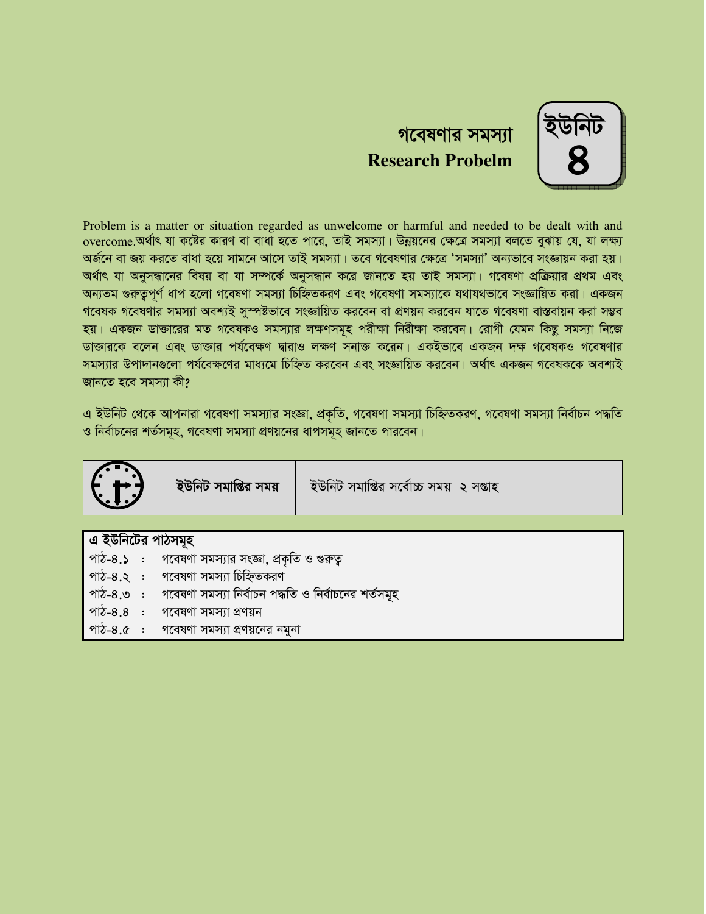# গবেষণার সমস্যা
# Research Probelm

**ইউনিট ৪**

Problem is a matter or situation regarded as unwelcome or harmful and needed to be dealt with and overcome.অর্থাৎ যা কষ্টের কারণ বা বাধা হতে পারে, তাই সমস্যা। উন্নয়নের ক্ষেত্রে সমস্যা বলতে বুঝায় যে, যা লক্ষ্য অর্জনে বা জয় করতে বাধা হয়ে সামনে আসে তাই সমস্যা। তবে গবেষণার ক্ষেত্রে 'সমস্যা' অন্যভাবে সংজ্ঞায়ন করা হয়। অর্থাৎ যা অনুসন্ধানের বিষয় বা যা সম্পর্কে অনুসন্ধান করে জানতে হয় তাই সমস্যা। গবেষণা প্রক্রিয়ার প্রথম এবং অন্যতম গুরুত্বপূর্ণ ধাপ হলো গবেষণা সমস্যা চিহ্নিতকরণ এবং গবেষণা সমস্যাকে যথাযথভাবে সংজ্ঞায়িত করা। একজন গবেষক গবেষণার সমস্যা অবশ্যই সুস্পষ্টভাবে সংজ্ঞায়িত করবেন বা প্রণয়ন করবেন যাতে গবেষণা বাস্তবায়ন করা সম্ভব হয়। একজন ডাক্তারের মত গবেষকও সমস্যার লক্ষণসমূহ পরীক্ষা নিরীক্ষা করবেন। রোগী যেমন কিছু সমস্যা নিজে ডাক্তারকে বলেন এবং ডাক্তার পর্যবেক্ষণ দ্বারাও লক্ষণ সনাক্ত করেন। একইভাবে একজন দক্ষ গবেষকও গবেষণার সমস্যার উপাদানগুলো পর্যবেক্ষণের মাধ্যমে চিহ্নিত করবেন এবং সংজ্ঞায়িত করবেন। অর্থাৎ একজন গবেষককে অবশ্যই জানতে হবে সমস্যা কী?

এ ইউনিট থেকে আপনারা গবেষণা সমস্যার সংজ্ঞা, প্রকৃতি, গবেষণা সমস্যা চিহ্নিতকরণ, গবেষণা সমস্যা নির্বাচন পদ্ধতি ও নির্বাচনের শর্তসমূহ, গবেষণা সমস্যা প্রণয়নের ধাপসমূহ জানতে পারবেন।

| ইউনিট সমাপ্তির সময় | ইউনিট সমাপ্তির সর্বোচ্চ সময় ২ সপ্তাহ |
|---|---|

**এ ইউনিটের পাঠসমূহ**

- পাঠ-৪.১ : গবেষণা সমস্যার সংজ্ঞা, প্রকৃতি ও গুরুত্ব
- পাঠ-৪.২ : গবেষণা সমস্যা চিহ্নিতকরণ
- পাঠ-৪.৩ : গবেষণা সমস্যা নির্বাচন পদ্ধতি ও নির্বাচনের শর্তসমূহ
- পাঠ-৪.৪ : গবেষণা সমস্যা প্রণয়ন
- পাঠ-৪.৫ : গবেষণা সমস্যা প্রণয়নের নমুনা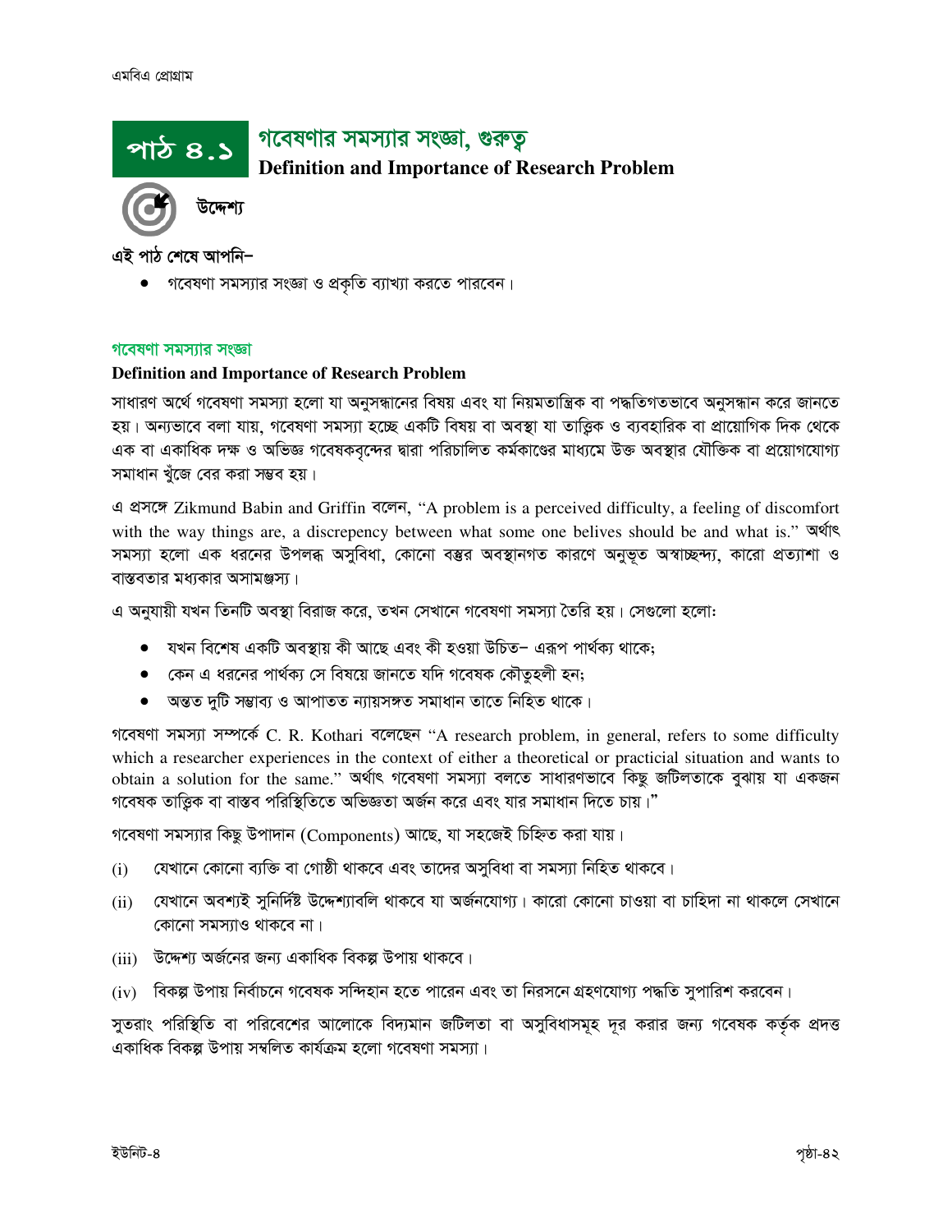# পাঠ ৪.১ গবেষণার সমস্যার সংজ্ঞা, গুরুত্ব

## Definition and Importance of Research Problem

### উদ্দেশ্য

**এই পাঠ শেষে আপনি–**

- গবেষণা সমস্যার সংজ্ঞা ও প্রকৃতি ব্যাখ্যা করতে পারবেন।

### গবেষণা সমস্যার সংজ্ঞা

**Definition and Importance of Research Problem**

সাধারণ অর্থে গবেষণা সমস্যা হলো যা অনুসন্ধানের বিষয় এবং যা নিয়মতান্ত্রিক বা পদ্ধতিগতভাবে অনুসন্ধান করে জানতে হয়। অন্যভাবে বলা যায়, গবেষণা সমস্যা হচ্ছে একটি বিষয় বা অবস্থা যা তাত্ত্বিক ও ব্যবহারিক বা প্রায়োগিক দিক থেকে এক বা একাধিক দক্ষ ও অভিজ্ঞ গবেষকবৃন্দের দ্বারা পরিচালিত কর্মকাণ্ডের মাধ্যমে উক্ত অবস্থার যৌক্তিক বা প্রয়োগযোগ্য সমাধান খুঁজে বের করা সম্ভব হয়।

এ প্রসঙ্গে Zikmund Babin and Griffin বলেন, "A problem is a perceived difficulty, a feeling of discomfort with the way things are, a discrepency between what some one belives should be and what is." অর্থাৎ সমস্যা হলো এক ধরনের উপলব্ধ অসুবিধা, কোনো বস্তুর অবস্থানগত কারণে অনুভূত অস্বাচ্ছন্দ্য, কারো প্রত্যাশা ও বাস্তবতার মধ্যকার অসামঞ্জস্য।

এ অনুযায়ী যখন তিনটি অবস্থা বিরাজ করে, তখন সেখানে গবেষণা সমস্যা তৈরি হয়। সেগুলো হলোঃ

- যখন বিশেষ একটি অবস্থায় কী আছে এবং কী হওয়া উচিত– এরূপ পার্থক্য থাকে;
- কেন এ ধরনের পার্থক্য সে বিষয়ে জানতে যদি গবেষক কৌতুহলী হন;
- অন্তত দুটি সম্ভাব্য ও আপাতত ন্যায়সঙ্গত সমাধান তাতে নিহিত থাকে।

গবেষণা সমস্যা সম্পর্কে C. R. Kothari বলেছেন "A research problem, in general, refers to some difficulty which a researcher experiences in the context of either a theoretical or practicial situation and wants to obtain a solution for the same." অর্থাৎ গবেষণা সমস্যা বলতে সাধারণভাবে কিছু জটিলতাকে বুঝায় যা একজন গবেষক তাত্ত্বিক বা বাস্তব পরিস্থিতিতে অভিজ্ঞতা অর্জন করে এবং যার সমাধান দিতে চায়।"

গবেষণা সমস্যার কিছু উপাদান (Components) আছে, যা সহজেই চিহ্নিত করা যায়।

(i) যেখানে কোনো ব্যক্তি বা গোষ্ঠী থাকবে এবং তাদের অসুবিধা বা সমস্যা নিহিত থাকবে।

(ii) যেখানে অবশ্যই সুনির্দিষ্ট উদ্দেশ্যাবলি থাকবে যা অর্জনযোগ্য। কারো কোনো চাওয়া বা চাহিদা না থাকলে সেখানে কোনো সমস্যাও থাকবে না।

(iii) উদ্দেশ্য অর্জনের জন্য একাধিক বিকল্প উপায় থাকবে।

(iv) বিকল্প উপায় নির্বাচনে গবেষক সন্দিহান হতে পারেন এবং তা নিরসনে গ্রহণযোগ্য পদ্ধতি সুপারিশ করবেন।

সুতরাং পরিস্থিতি বা পরিবেশের আলোকে বিদ্যমান জটিলতা বা অসুবিধাসমূহ দূর করার জন্য গবেষক কর্তৃক প্রদত্ত একাধিক বিকল্প উপায় সম্বলিত কার্যক্রম হলো গবেষণা সমস্যা।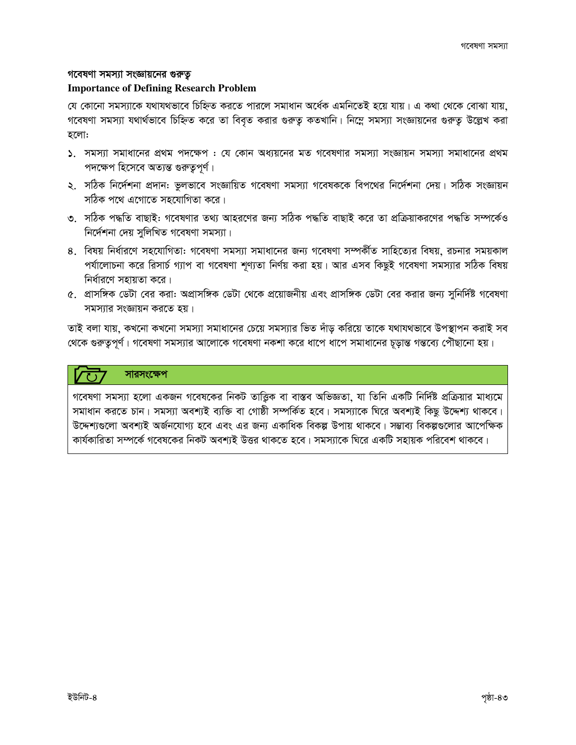## গবেষণা সমস্যা সংজ্ঞায়নের গুরুত্ব

**Importance of Defining Research Problem**

যে কোনো সমস্যাকে যথাযথভাবে চিহ্নিত করতে পারলে সমাধান অর্ধেক এমনিতেই হয়ে যায়। এ কথা থেকে বোঝা যায়, গবেষণা সমস্যা যথার্থভাবে চিহ্নিত করে তা বিবৃত করার গুরুত্ব কতখানি। নিম্নে সমস্যা সংজ্ঞায়নের গুরুত্ব উল্লেখ করা হলো:

১. সমস্যা সমাধানের প্রথম পদক্ষেপ : যে কোন অধ্যয়নের মত গবেষণার সমস্যা সংজ্ঞায়ন সমস্যা সমাধানের প্রথম পদক্ষেপ হিসেবে অত্যন্ত গুরুত্বপূর্ণ।

২. সঠিক নির্দেশনা প্রদান: ভুলভাবে সংজ্ঞায়িত গবেষণা সমস্যা গবেষককে বিপথের নির্দেশনা দেয়। সঠিক সংজ্ঞায়ন সঠিক পথে এগোতে সহযোগিতা করে।

৩. সঠিক পদ্ধতি বাছাই: গবেষণার তথ্য আহরণের জন্য সঠিক পদ্ধতি বাছাই করে তা প্রক্রিয়াকরণের পদ্ধতি সম্পর্কেও নির্দেশনা দেয় সুলিখিত গবেষণা সমস্যা।

৪. বিষয় নির্ধারণে সহযোগিতা: গবেষণা সমস্যা সমাধানের জন্য গবেষণা সম্পর্কীত সাহিত্যের বিষয়, রচনার সময়কাল পর্যালোচনা করে রিসার্চ গ্যাপ বা গবেষণা শূণ্যতা নির্ণয় করা হয়। আর এসব কিছুই গবেষণা সমস্যার সঠিক বিষয় নির্ধারণে সহায়তা করে।

৫. প্রাসঙ্গিক ডেটা বের করা: অপ্রাসঙ্গিক ডেটা থেকে প্রয়োজনীয় এবং প্রাসঙ্গিক ডেটা বের করার জন্য সুনির্দিষ্ট গবেষণা সমস্যার সংজ্ঞায়ন করতে হয়।

তাই বলা যায়, কখনো কখনো সমস্যা সমাধানের চেয়ে সমস্যার ভিত দাঁড় করিয়ে তাকে যথাযথভাবে উপস্থাপন করাই সব থেকে গুরুত্বপূর্ণ। গবেষণা সমস্যার আলোকে গবেষণা নকশা করে ধাপে ধাপে সমাধানের চূড়ান্ত গন্তব্যে পৌঁছানো হয়।

### সারসংক্ষেপ

গবেষণা সমস্যা হলো একজন গবেষকের নিকট তাত্ত্বিক বা বাস্তব অভিজ্ঞতা, যা তিনি একটি নির্দিষ্ট প্রক্রিয়ার মাধ্যমে সমাধান করতে চান। সমস্যা অবশ্যই ব্যক্তি বা গোষ্ঠী সম্পর্কিত হবে। সমস্যাকে ঘিরে অবশ্যই কিছু উদ্দেশ্য থাকবে। উদ্দেশ্যগুলো অবশ্যই অর্জনযোগ্য হবে এবং এর জন্য একাধিক বিকল্প উপায় থাকবে। সম্ভাব্য বিকল্পগুলোর আপেক্ষিক কার্যকারিতা সম্পর্কে গবেষকের নিকট অবশ্যই উত্তর থাকতে হবে। সমস্যাকে ঘিরে একটি সহায়ক পরিবেশ থাকবে।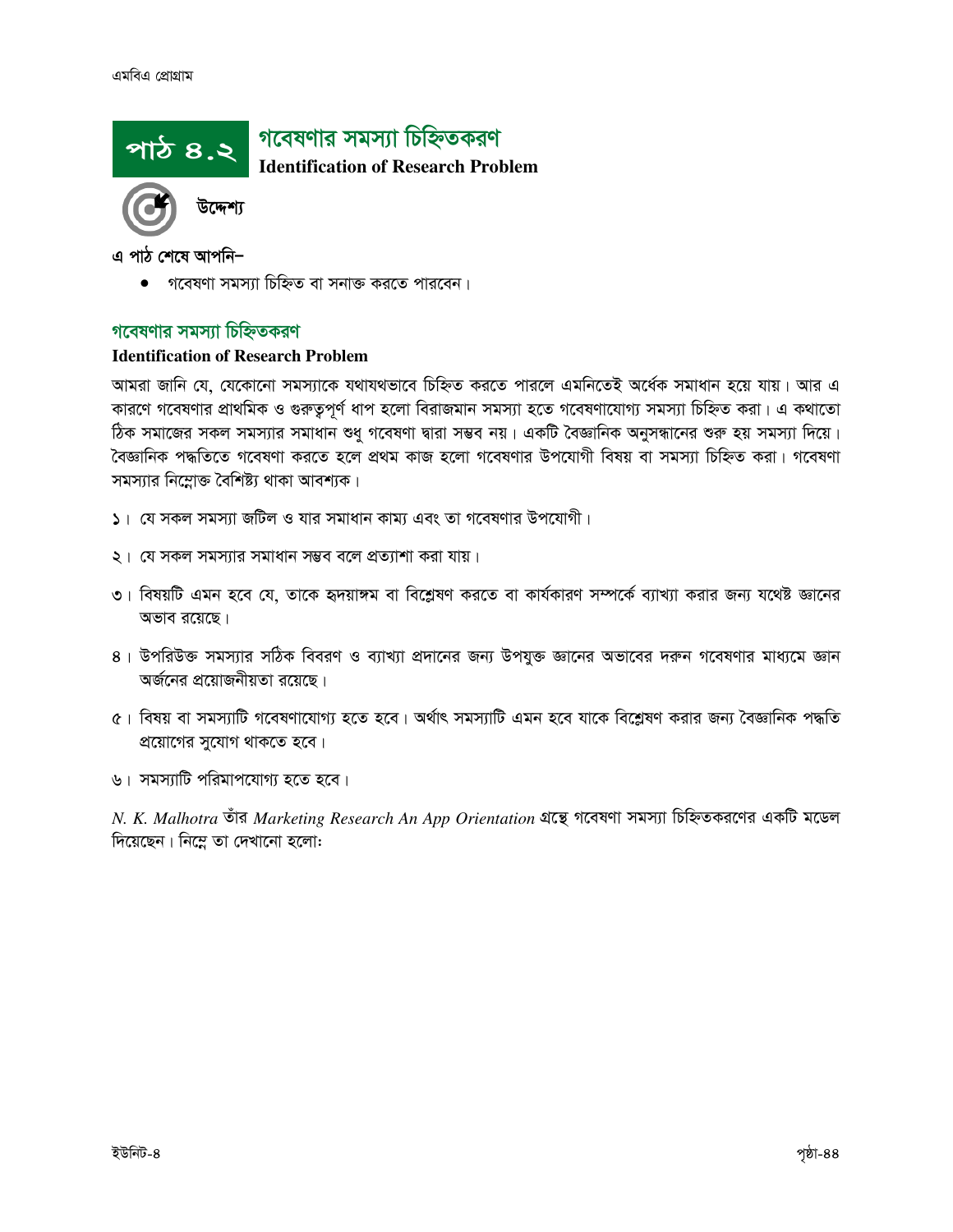# পাঠ ৪.২ গবেষণার সমস্যা চিহ্নিতকরণ

**Identification of Research Problem**

### উদ্দেশ্য

**এ পাঠ শেষে আপনি–**

- গবেষণা সমস্যা চিহ্নিত বা সনাক্ত করতে পারবেন।

## গবেষণার সমস্যা চিহ্নিতকরণ

**Identification of Research Problem**

আমরা জানি যে, যেকোনো সমস্যাকে যথাযথভাবে চিহ্নিত করতে পারলে এমনিতেই অর্ধেক সমাধান হয়ে যায়। আর এ কারণে গবেষণার প্রাথমিক ও গুরুত্বপূর্ণ ধাপ হলো বিরাজমান সমস্যা হতে গবেষণাযোগ্য সমস্যা চিহ্নিত করা। এ কথাতো ঠিক সমাজের সকল সমস্যার সমাধান শুধু গবেষণা দ্বারা সম্ভব নয়। একটি বৈজ্ঞানিক অনুসন্ধানের শুরু হয় সমস্যা দিয়ে। বৈজ্ঞানিক পদ্ধতিতে গবেষণা করতে হলে প্রথম কাজ হলো গবেষণার উপযোগী বিষয় বা সমস্যা চিহ্নিত করা। গবেষণা সমস্যার নিম্নোক্ত বৈশিষ্ট্য থাকা আবশ্যক।

১। যে সকল সমস্যা জটিল ও যার সমাধান কাম্য এবং তা গবেষণার উপযোগী।

২। যে সকল সমস্যার সমাধান সম্ভব বলে প্রত্যাশা করা যায়।

৩। বিষয়টি এমন হবে যে, তাকে হৃদয়াঙ্গম বা বিশ্লেষণ করতে বা কার্যকারণ সম্পর্কে ব্যাখ্যা করার জন্য যথেষ্ট জ্ঞানের অভাব রয়েছে।

৪। উপরিউক্ত সমস্যার সঠিক বিবরণ ও ব্যাখ্যা প্রদানের জন্য উপযুক্ত জ্ঞানের অভাবের দরুন গবেষণার মাধ্যমে জ্ঞান অর্জনের প্রয়োজনীয়তা রয়েছে।

৫। বিষয় বা সমস্যাটি গবেষণাযোগ্য হতে হবে। অর্থাৎ সমস্যাটি এমন হবে যাকে বিশ্লেষণ করার জন্য বৈজ্ঞানিক পদ্ধতি প্রয়োগের সুযোগ থাকতে হবে।

৬। সমস্যাটি পরিমাপযোগ্য হতে হবে।

*N. K. Malhotra* তাঁর *Marketing Research An App Orientation* গ্রন্থে গবেষণা সমস্যা চিহ্নিতকরণের একটি মডেল দিয়েছেন। নিম্নে তা দেখানো হলোঃ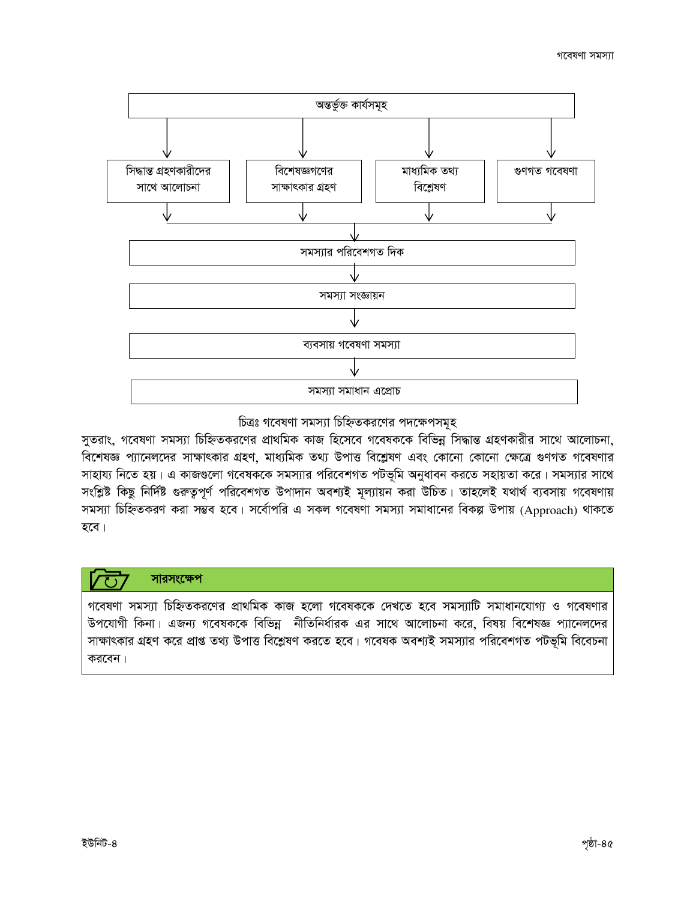অন্তর্ভুক্ত কার্যসমূহ

- সিদ্ধান্ত গ্রহণকারীদের সাথে আলোচনা
- বিশেষজ্ঞগণের সাক্ষাৎকার গ্রহণ
- মাধ্যমিক তথ্য বিশ্লেষণ
- গুণগত গবেষণা

↓

সমস্যার পরিবেশগত দিক

↓

সমস্যা সংজ্ঞায়ন

↓

ব্যবসায় গবেষণা সমস্যা

↓

সমস্যা সমাধান এপ্রোচ

চিত্রঃ গবেষণা সমস্যা চিহ্নিতকরণের পদক্ষেপসমূহ

সুতরাং, গবেষণা সমস্যা চিহ্নিতকরণের প্রাথমিক কাজ হিসেবে গবেষককে বিভিন্ন সিদ্ধান্ত গ্রহণকারীর সাথে আলোচনা, বিশেষজ্ঞ প্যানেলদের সাক্ষাৎকার গ্রহণ, মাধ্যমিক তথ্য উপাত্ত বিশ্লেষণ এবং কোনো কোনো ক্ষেত্রে গুণগত গবেষণার সাহায্য নিতে হয়। এ কাজগুলো গবেষককে সমস্যার পরিবেশগত পটভূমি অনুধাবন করতে সহায়তা করে। সমস্যার সাথে সংশ্লিষ্ট কিছু নির্দিষ্ট গুরুত্বপূর্ণ পরিবেশগত উপাদান অবশ্যই মূল্যায়ন করা উচিত। তাহলেই যথার্থ ব্যবসায় গবেষণায় সমস্যা চিহ্নিতকরণ করা সম্ভব হবে। সর্বোপরি এ সকল গবেষণা সমস্যা সমাধানের বিকল্প উপায় (Approach) থাকতে হবে।

## সারসংক্ষেপ

গবেষণা সমস্যা চিহ্নিতকরণের প্রাথমিক কাজ হলো গবেষককে দেখতে হবে সমস্যাটি সমাধানযোগ্য ও গবেষণার উপযোগী কিনা। এজন্য গবেষককে বিভিন্ন নীতিনির্ধারক এর সাথে আলোচনা করে, বিষয় বিশেষজ্ঞ প্যানেলদের সাক্ষাৎকার গ্রহণ করে প্রাপ্ত তথ্য উপাত্ত বিশ্লেষণ করতে হবে। গবেষক অবশ্যই সমস্যার পরিবেশগত পটভূমি বিবেচনা করবেন।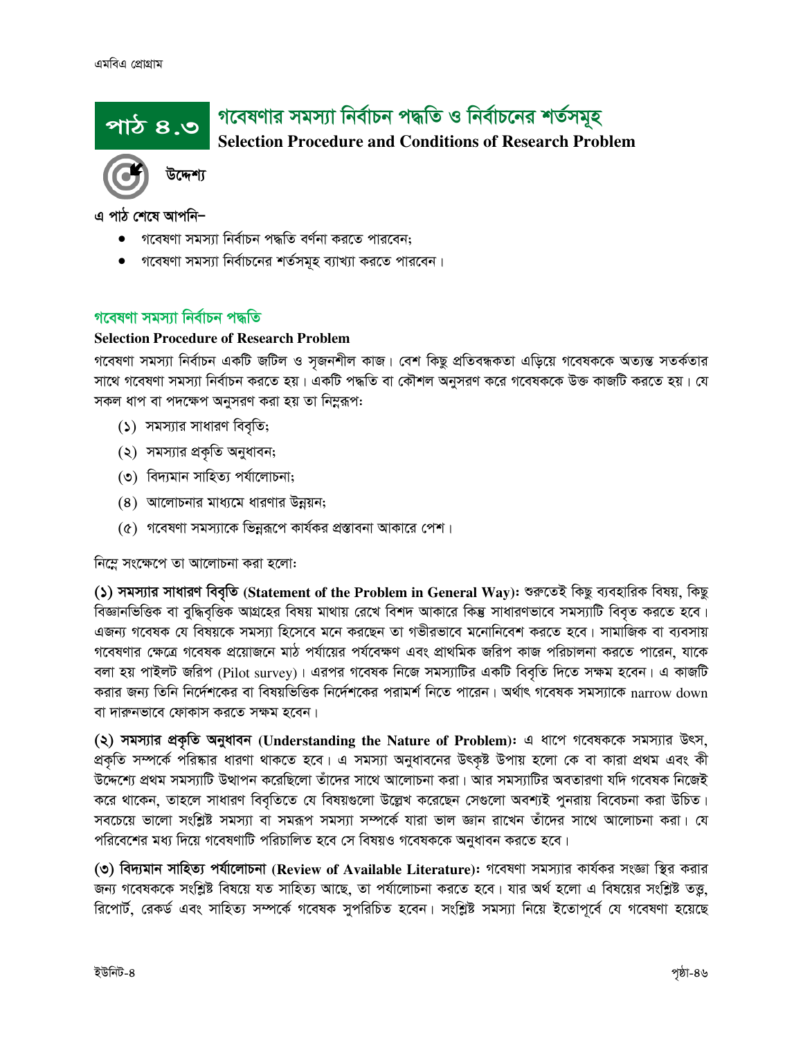## পাঠ ৪.৩ গবেষণার সমস্যা নির্বাচন পদ্ধতি ও নির্বাচনের শর্তসমূহ
**Selection Procedure and Conditions of Research Problem**

**উদ্দেশ্য**

**এ পাঠ শেষে আপনি–**

- গবেষণা সমস্যা নির্বাচন পদ্ধতি বর্ণনা করতে পারবেন;
- গবেষণা সমস্যা নির্বাচনের শর্তসমূহ ব্যাখ্যা করতে পারবেন।

### গবেষণা সমস্যা নির্বাচন পদ্ধতি
**Selection Procedure of Research Problem**

গবেষণা সমস্যা নির্বাচন একটি জটিল ও সৃজনশীল কাজ। বেশ কিছু প্রতিবন্ধকতা এড়িয়ে গবেষককে অত্যন্ত সতর্কতার সাথে গবেষণা সমস্যা নির্বাচন করতে হয়। একটি পদ্ধতি বা কৌশল অনুসরণ করে গবেষককে উক্ত কাজটি করতে হয়। যে সকল ধাপ বা পদক্ষেপ অনুসরণ করা হয় তা নিম্নরূপঃ

(১) সমস্যার সাধারণ বিবৃতি;
(২) সমস্যার প্রকৃতি অনুধাবন;
(৩) বিদ্যমান সাহিত্য পর্যালোচনা;
(৪) আলোচনার মাধ্যমে ধারণার উন্নয়ন;
(৫) গবেষণা সমস্যাকে ভিন্নরূপে কার্যকর প্রস্তাবনা আকারে পেশ।

নিম্নে সংক্ষেপে তা আলোচনা করা হলোঃ

**(১) সমস্যার সাধারণ বিবৃতি (Statement of the Problem in General Way)ঃ** শুরুতেই কিছু ব্যবহারিক বিষয়, কিছু বিজ্ঞানভিত্তিক বা বুদ্ধিবৃত্তিক আগ্রহের বিষয় মাথায় রেখে বিশদ আকারে কিন্তু সাধারণভাবে সমস্যাটি বিবৃত করতে হবে। এজন্য গবেষক যে বিষয়কে সমস্যা হিসেবে মনে করছেন তা গভীরভাবে মনোনিবেশ করতে হবে। সামাজিক বা ব্যবসায় গবেষণার ক্ষেত্রে গবেষক প্রয়োজনে মাঠ পর্যায়ের পর্যবেক্ষণ এবং প্রাথমিক জরিপ কাজ পরিচালনা করতে পারেন, যাকে বলা হয় পাইলট জরিপ (Pilot survey)। এরপর গবেষক নিজে সমস্যাটির একটি বিবৃতি দিতে সক্ষম হবেন। এ কাজটি করার জন্য তিনি নির্দেশকের বা বিষয়ভিত্তিক নির্দেশকের পরামর্শ নিতে পারেন। অর্থাৎ গবেষক সমস্যাকে narrow down বা দারুনভাবে ফোকাস করতে সক্ষম হবেন।

**(২) সমস্যার প্রকৃতি অনুধাবন (Understanding the Nature of Problem)ঃ** এ ধাপে গবেষককে সমস্যার উৎস, প্রকৃতি সম্পর্কে পরিষ্কার ধারণা থাকতে হবে। এ সমস্যা অনুধাবনের উৎকৃষ্ট উপায় হলো কে বা কারা প্রথম এবং কী উদ্দেশ্যে প্রথম সমস্যাটি উত্থাপন করেছিলো তাঁদের সাথে আলোচনা করা। আর সমস্যাটির অবতারণা যদি গবেষক নিজেই করে থাকেন, তাহলে সাধারণ বিবৃতিতে যে বিষয়গুলো উল্লেখ করেছেন সেগুলো অবশ্যই পুনরায় বিবেচনা করা উচিত। সবচেয়ে ভালো সংশ্লিষ্ট সমস্যা বা সমরূপ সমস্যা সম্পর্কে যারা ভাল জ্ঞান রাখেন তাঁদের সাথে আলোচনা করা। যে পরিবেশের মধ্য দিয়ে গবেষণাটি পরিচালিত হবে সে বিষয়ও গবেষককে অনুধাবন করতে হবে।

**(৩) বিদ্যমান সাহিত্য পর্যালোচনা (Review of Available Literature)ঃ** গবেষণা সমস্যার কার্যকর সংজ্ঞা স্থির করার জন্য গবেষককে সংশ্লিষ্ট বিষয়ে যত সাহিত্য আছে, তা পর্যালোচনা করতে হবে। যার অর্থ হলো এ বিষয়ের সংশ্লিষ্ট তত্ত্ব, রিপোর্ট, রেকর্ড এবং সাহিত্য সম্পর্কে গবেষক সুপরিচিত হবেন। সংশ্লিষ্ট সমস্যা নিয়ে ইতোপূর্বে যে গবেষণা হয়েছে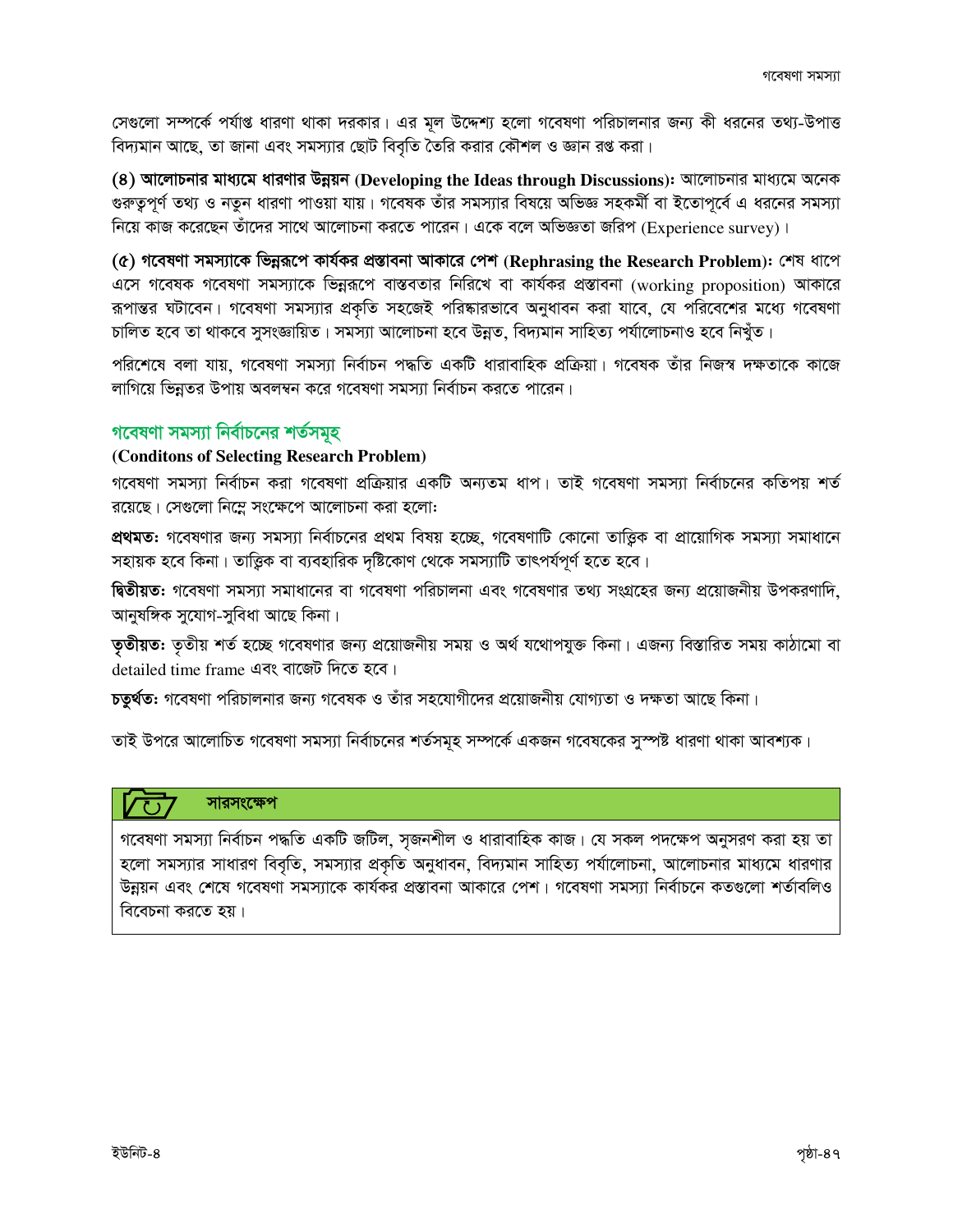সেগুলো সম্পর্কে পর্যাপ্ত ধারণা থাকা দরকার। এর মূল উদ্দেশ্য হলো গবেষণা পরিচালনার জন্য কী ধরনের তথ্য-উপাত্ত বিদ্যমান আছে, তা জানা এবং সমস্যার ছোট বিবৃতি তৈরি করার কৌশল ও জ্ঞান রপ্ত করা।

**(৪) আলোচনার মাধ্যমে ধারণার উন্নয়ন (Developing the Ideas through Discussions):** আলোচনার মাধ্যমে অনেক গুরুত্বপূর্ণ তথ্য ও নতুন ধারণা পাওয়া যায়। গবেষক তাঁর সমস্যার বিষয়ে অভিজ্ঞ সহকর্মী বা ইতোপূর্বে এ ধরনের সমস্যা নিয়ে কাজ করেছেন তাঁদের সাথে আলোচনা করতে পারেন। একে বলে অভিজ্ঞতা জরিপ (Experience survey)।

**(৫) গবেষণা সমস্যাকে ভিন্নরূপে কার্যকর প্রস্তাবনা আকারে পেশ (Rephrasing the Research Problem):** শেষ ধাপে এসে গবেষক গবেষণা সমস্যাকে ভিন্নরূপে বাস্তবতার নিরিখে বা কার্যকর প্রস্তাবনা (working proposition) আকারে রূপান্তর ঘটাবেন। গবেষণা সমস্যার প্রকৃতি সহজেই পরিষ্কারভাবে অনুধাবন করা যাবে, যে পরিবেশের মধ্যে গবেষণা চালিত হবে তা থাকবে সুসংজ্ঞায়িত। সমস্যা আলোচনা হবে উন্নত, বিদ্যমান সাহিত্য পর্যালোচনাও হবে নিখুঁত।

পরিশেষে বলা যায়, গবেষণা সমস্যা নির্বাচন পদ্ধতি একটি ধারাবাহিক প্রক্রিয়া। গবেষক তাঁর নিজস্ব দক্ষতাকে কাজে লাগিয়ে ভিন্নতর উপায় অবলম্বন করে গবেষণা সমস্যা নির্বাচন করতে পারেন।

## গবেষণা সমস্যা নির্বাচনের শর্তসমূহ

**(Conditons of Selecting Research Problem)**

গবেষণা সমস্যা নির্বাচন করা গবেষণা প্রক্রিয়ার একটি অন্যতম ধাপ। তাই গবেষণা সমস্যা নির্বাচনের কতিপয় শর্ত রয়েছে। সেগুলো নিম্নে সংক্ষেপে আলোচনা করা হলো:

**প্রথমত:** গবেষণার জন্য সমস্যা নির্বাচনের প্রথম বিষয় হচ্ছে, গবেষণাটি কোনো তাত্ত্বিক বা প্রায়োগিক সমস্যা সমাধানে সহায়ক হবে কিনা। তাত্ত্বিক বা ব্যবহারিক দৃষ্টিকোণ থেকে সমস্যাটি তাৎপর্যপূর্ণ হতে হবে।

**দ্বিতীয়ত:** গবেষণা সমস্যা সমাধানের বা গবেষণা পরিচালনা এবং গবেষণার তথ্য সংগ্রহের জন্য প্রয়োজনীয় উপকরণাদি, আনুষঙ্গিক সুযোগ-সুবিধা আছে কিনা।

**তৃতীয়ত:** তৃতীয় শর্ত হচ্ছে গবেষণার জন্য প্রয়োজনীয় সময় ও অর্থ যথোপযুক্ত কিনা। এজন্য বিস্তারিত সময় কাঠামো বা detailed time frame এবং বাজেট দিতে হবে।

**চতুর্থত:** গবেষণা পরিচালনার জন্য গবেষক ও তাঁর সহযোগীদের প্রয়োজনীয় যোগ্যতা ও দক্ষতা আছে কিনা।

তাই উপরে আলোচিত গবেষণা সমস্যা নির্বাচনের শর্তসমূহ সম্পর্কে একজন গবেষকের সুস্পষ্ট ধারণা থাকা আবশ্যক।

### সারসংক্ষেপ

গবেষণা সমস্যা নির্বাচন পদ্ধতি একটি জটিল, সৃজনশীল ও ধারাবাহিক কাজ। যে সকল পদক্ষেপ অনুসরণ করা হয় তা হলো সমস্যার সাধারণ বিবৃতি, সমস্যার প্রকৃতি অনুধাবন, বিদ্যমান সাহিত্য পর্যালোচনা, আলোচনার মাধ্যমে ধারণার উন্নয়ন এবং শেষে গবেষণা সমস্যাকে কার্যকর প্রস্তাবনা আকারে পেশ। গবেষণা সমস্যা নির্বাচনে কতগুলো শর্তাবলিও বিবেচনা করতে হয়।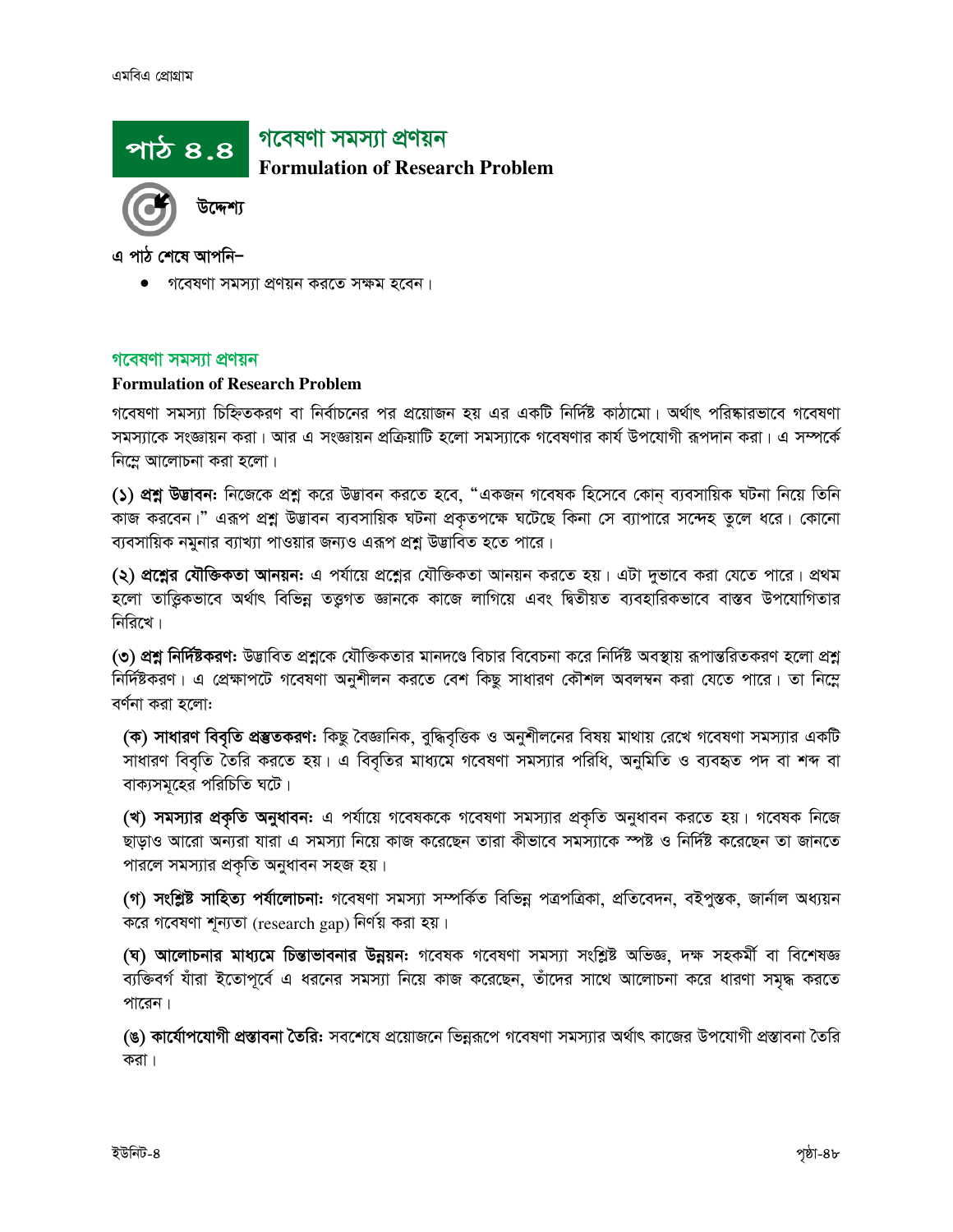## পাঠ ৪.৪ গবেষণা সমস্যা প্রণয়ন

**Formulation of Research Problem**

### উদ্দেশ্য

এ পাঠ শেষে আপনি–

- গবেষণা সমস্যা প্রণয়ন করতে সক্ষম হবেন।

### গবেষণা সমস্যা প্রণয়ন

**Formulation of Research Problem**

গবেষণা সমস্যা চিহ্নিতকরণ বা নির্বাচনের পর প্রয়োজন হয় এর একটি নির্দিষ্ট কাঠামো। অর্থাৎ পরিষ্কারভাবে গবেষণা সমস্যাকে সংজ্ঞায়ন করা। আর এ সংজ্ঞায়ন প্রক্রিয়াটি হলো সমস্যাকে গবেষণার কার্য উপযোগী রূপদান করা। এ সম্পর্কে নিম্নে আলোচনা করা হলো।

**(১) প্রশ্ন উদ্ভাবন:** নিজেকে প্রশ্ন করে উদ্ভাবন করতে হবে, "একজন গবেষক হিসেবে কোন্ ব্যবসায়িক ঘটনা নিয়ে তিনি কাজ করবেন।" এরূপ প্রশ্ন উদ্ভাবন ব্যবসায়িক ঘটনা প্রকৃতপক্ষে ঘটেছে কিনা সে ব্যাপারে সন্দেহ তুলে ধরে। কোনো ব্যবসায়িক নমুনার ব্যাখ্যা পাওয়ার জন্যও এরূপ প্রশ্ন উদ্ভাবিত হতে পারে।

**(২) প্রশ্নের যৌক্তিকতা আনয়ন:** এ পর্যায়ে প্রশ্নের যৌক্তিকতা আনয়ন করতে হয়। এটা দুভাবে করা যেতে পারে। প্রথম হলো তাত্ত্বিকভাবে অর্থাৎ বিভিন্ন তত্ত্বগত জ্ঞানকে কাজে লাগিয়ে এবং দ্বিতীয়ত ব্যবহারিকভাবে বাস্তব উপযোগিতার নিরিখে।

**(৩) প্রশ্ন নির্দিষ্টকরণ:** উদ্ভাবিত প্রশ্নকে যৌক্তিকতার মানদণ্ডে বিচার বিবেচনা করে নির্দিষ্ট অবস্থায় রূপান্তরিতকরণ হলো প্রশ্ন নির্দিষ্টকরণ। এ প্রেক্ষাপটে গবেষণা অনুশীলন করতে বেশ কিছু সাধারণ কৌশল অবলম্বন করা যেতে পারে। তা নিম্নে বর্ণনা করা হলো:

**(ক) সাধারণ বিবৃতি প্রস্তুতকরণ:** কিছু বৈজ্ঞানিক, বুদ্ধিবৃত্তিক ও অনুশীলনের বিষয় মাথায় রেখে গবেষণা সমস্যার একটি সাধারণ বিবৃতি তৈরি করতে হয়। এ বিবৃতির মাধ্যমে গবেষণা সমস্যার পরিধি, অনুমিতি ও ব্যবহৃত পদ বা শব্দ বা বাক্যসমূহের পরিচিতি ঘটে।

**(খ) সমস্যার প্রকৃতি অনুধাবন:** এ পর্যায়ে গবেষককে গবেষণা সমস্যার প্রকৃতি অনুধাবন করতে হয়। গবেষক নিজে ছাড়াও আরো অন্যরা যারা এ সমস্যা নিয়ে কাজ করেছেন তারা কীভাবে সমস্যাকে স্পষ্ট ও নির্দিষ্ট করেছেন তা জানতে পারলে সমস্যার প্রকৃতি অনুধাবন সহজ হয়।

**(গ) সংশ্লিষ্ট সাহিত্য পর্যালোচনা:** গবেষণা সমস্যা সম্পর্কিত বিভিন্ন পত্রপত্রিকা, প্রতিবেদন, বইপুস্তক, জার্নাল অধ্যয়ন করে গবেষণা শূন্যতা (research gap) নির্ণয় করা হয়।

**(ঘ) আলোচনার মাধ্যমে চিন্তাভাবনার উন্নয়ন:** গবেষক গবেষণা সমস্যা সংশ্লিষ্ট অভিজ্ঞ, দক্ষ সহকর্মী বা বিশেষজ্ঞ ব্যক্তিবর্গ যাঁরা ইতোপূর্বে এ ধরনের সমস্যা নিয়ে কাজ করেছেন, তাঁদের সাথে আলোচনা করে ধারণা সমৃদ্ধ করতে পারেন।

**(ঙ) কার্যোপযোগী প্রস্তাবনা তৈরি:** সবশেষে প্রয়োজনে ভিন্নরূপে গবেষণা সমস্যার অর্থাৎ কাজের উপযোগী প্রস্তাবনা তৈরি করা।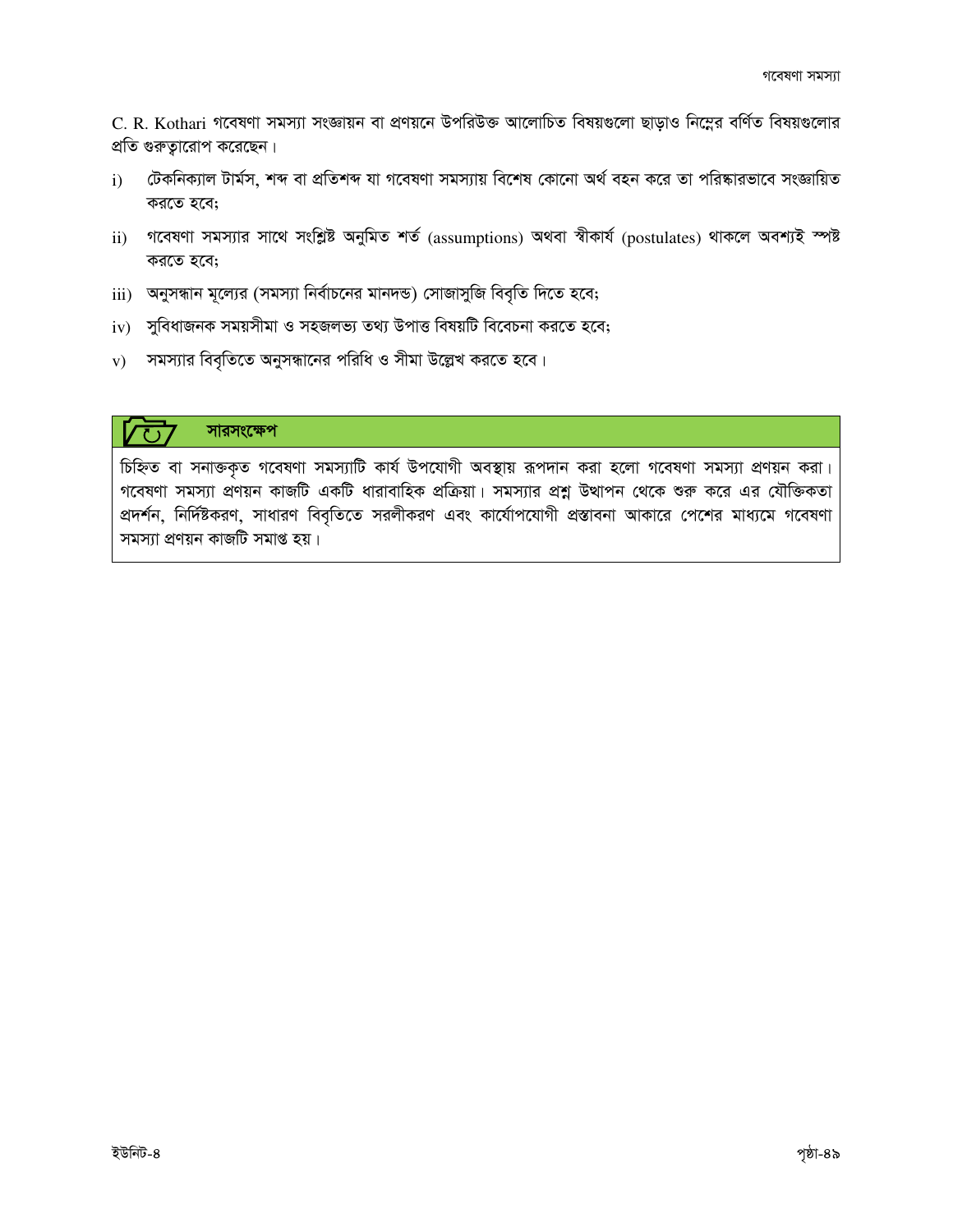C. R. Kothari গবেষণা সমস্যা সংজ্ঞায়ন বা প্রণয়নে উপরিউক্ত আলোচিত বিষয়গুলো ছাড়াও নিম্নের বর্ণিত বিষয়গুলোর প্রতি গুরুত্বারোপ করেছেন।

i) টেকনিক্যাল টার্মস, শব্দ বা প্রতিশব্দ যা গবেষণা সমস্যায় বিশেষ কোনো অর্থ বহন করে তা পরিষ্কারভাবে সংজ্ঞায়িত করতে হবে;

ii) গবেষণা সমস্যার সাথে সংশ্লিষ্ট অনুমিত শর্ত (assumptions) অথবা স্বীকার্য (postulates) থাকলে অবশ্যই স্পষ্ট করতে হবে;

iii) অনুসন্ধান মূল্যের (সমস্যা নির্বাচনের মানদন্ড) সোজাসুজি বিবৃতি দিতে হবে;

iv) সুবিধাজনক সময়সীমা ও সহজলভ্য তথ্য উপাত্ত বিষয়টি বিবেচনা করতে হবে;

v) সমস্যার বিবৃতিতে অনুসন্ধানের পরিধি ও সীমা উল্লেখ করতে হবে।

## সারসংক্ষেপ

চিহ্নিত বা সনাক্তকৃত গবেষণা সমস্যাটি কার্য উপযোগী অবস্থায় রূপদান করা হলো গবেষণা সমস্যা প্রণয়ন করা। গবেষণা সমস্যা প্রণয়ন কাজটি একটি ধারাবাহিক প্রক্রিয়া। সমস্যার প্রশ্ন উত্থাপন থেকে শুরু করে এর যৌক্তিকতা প্রদর্শন, নির্দিষ্টকরণ, সাধারণ বিবৃতিতে সরলীকরণ এবং কার্যোপযোগী প্রস্তাবনা আকারে পেশের মাধ্যমে গবেষণা সমস্যা প্রণয়ন কাজটি সমাপ্ত হয়।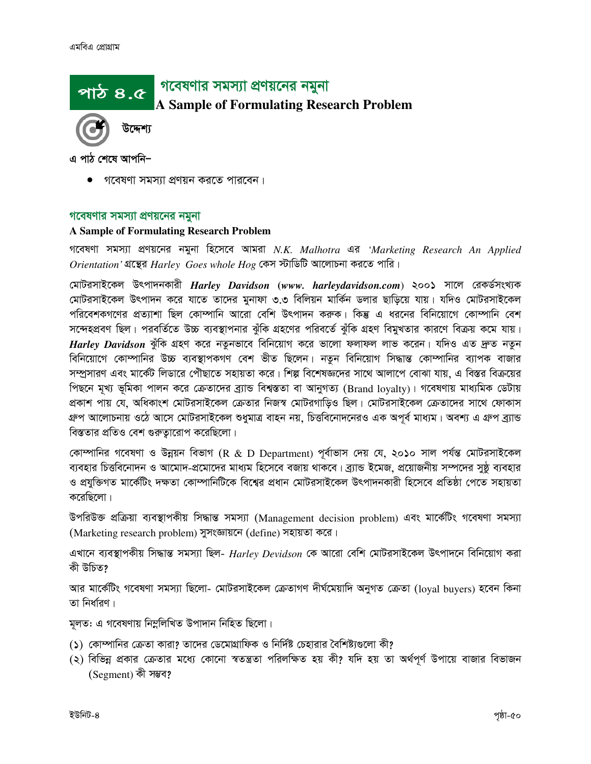# পাঠ ৪.৫ গবেষণার সমস্যা প্রণয়নের নমুনা

**A Sample of Formulating Research Problem**

**উদ্দেশ্য**

**এ পাঠ শেষে আপনি–**

- গবেষণা সমস্যা প্রণয়ন করতে পারবেন।

## গবেষণার সমস্যা প্রণয়নের নমুনা

**A Sample of Formulating Research Problem**

গবেষণা সমস্যা প্রণয়নের নমুনা হিসেবে আমরা *N.K. Malhotra* এর *'Marketing Research An Applied Orientation'* গ্রন্থের *Harley Goes whole Hog* কেস স্টাডিটি আলোচনা করতে পারি।

মোটরসাইকেল উৎপাদনকারী ***Harley Davidson* (www. harleydavidson.com)** ২০০১ সালে রেকর্ডসংখ্যক মোটরসাইকেল উৎপাদন করে যাতে তাদের মুনাফা ৩.৩ বিলিয়ন মার্কিন ডলার ছাড়িয়ে যায়। যদিও মোটরসাইকেল পরিবেশকগণের প্রত্যাশা ছিল কোম্পানি আরো বেশি উৎপাদন করুক। কিন্তু এ ধরনের বিনিয়োগে কোম্পানি বেশ সন্দেহপ্রবণ ছিল। পরবর্তিতে উচ্চ ব্যবস্থাপনার ঝুঁকি গ্রহণের পরিবর্তে ঝুঁকি গ্রহণ বিমুখতার কারণে বিক্রয় কমে যায়। ***Harley Davidson*** ঝুঁকি গ্রহণ করে নতুনভাবে বিনিয়োগ করে ভালো ফলাফল লাভ করেন। যদিও এত দ্রুত নতুন বিনিয়োগে কোম্পানির উচ্চ ব্যবস্থাপকগণ বেশ ভীত ছিলেন। নতুন বিনিয়োগ সিদ্ধান্ত কোম্পানির ব্যাপক বাজার সম্প্রসারণ এবং মার্কেট লিডারে পৌঁছাতে সহায়তা করে। শিল্প বিশেষজ্ঞদের সাথে আলাপে বোঝা যায়, এ বিস্তর বিক্রয়ের পিছনে মূখ্য ভূমিকা পালন করে ক্রেতাদের ব্র্যান্ড বিশ্বস্ততা বা আনুগত্য (Brand loyalty)। গবেষণায় মাধ্যমিক ডেটায় প্রকাশ পায় যে, অধিকাংশ মোটরসাইকেল ক্রেতার নিজস্ব মোটরগাড়িও ছিল। মোটরসাইকেল ক্রেতাদের সাথে ফোকাস গ্রুপ আলোচনায় ওঠে আসে মোটরসাইকেল শুধুমাত্র বাহন নয়, চিত্তবিনোদনেরও এক অপূর্ব মাধ্যম। অবশ্য এ গ্রুপ ব্র্যান্ড বিস্ততার প্রতিও বেশ গুরুত্বারোপ করেছিলো।

কোম্পানির গবেষণা ও উন্নয়ন বিভাগ (R & D Department) পূর্বাভাস দেয় যে, ২০১০ সাল পর্যন্ত মোটরসাইকেল ব্যবহার চিত্তবিনোদন ও আমোদ-প্রমোদের মাধ্যম হিসেবে বজায় থাকবে। ব্র্যান্ড ইমেজ, প্রয়োজনীয় সম্পদের সুষ্ঠু ব্যবহার ও প্রযুক্তিগত মার্কেটিং দক্ষতা কোম্পানিটিকে বিশ্বের প্রধান মোটরসাইকেল উৎপাদনকারী হিসেবে প্রতিষ্ঠা পেতে সহায়তা করেছিলো।

উপরিউক্ত প্রক্রিয়া ব্যবস্থাপকীয় সিদ্ধান্ত সমস্যা (Management decision problem) এবং মার্কেটিং গবেষণা সমস্যা (Marketing research problem) সুসংজ্ঞায়নে (define) সহায়তা করে।

এখানে ব্যবস্থাপকীয় সিদ্ধান্ত সমস্যা ছিল- *Harley Devidson* কে আরো বেশি মোটরসাইকেল উৎপাদনে বিনিয়োগ করা কী উচিত?

আর মার্কেটিং গবেষণা সমস্যা ছিলো- মোটরসাইকেল ক্রেতাগণ দীর্ঘমেয়াদি অনুগত ক্রেতা (loyal buyers) হবেন কিনা তা নির্ধারণ।

মূলত: এ গবেষণায় নিম্নলিখিত উপাদান নিহিত ছিলো।

(১) কোম্পানির ক্রেতা কারা? তাদের ডেমোগ্রাফিক ও নির্দিষ্ট চেহারার বৈশিষ্ট্যগুলো কী?

(২) বিভিন্ন প্রকার ক্রেতার মধ্যে কোনো স্বতন্ত্রতা পরিলক্ষিত হয় কী? যদি হয় তা অর্থপূর্ণ উপায়ে বাজার বিভাজন (Segment) কী সম্ভব?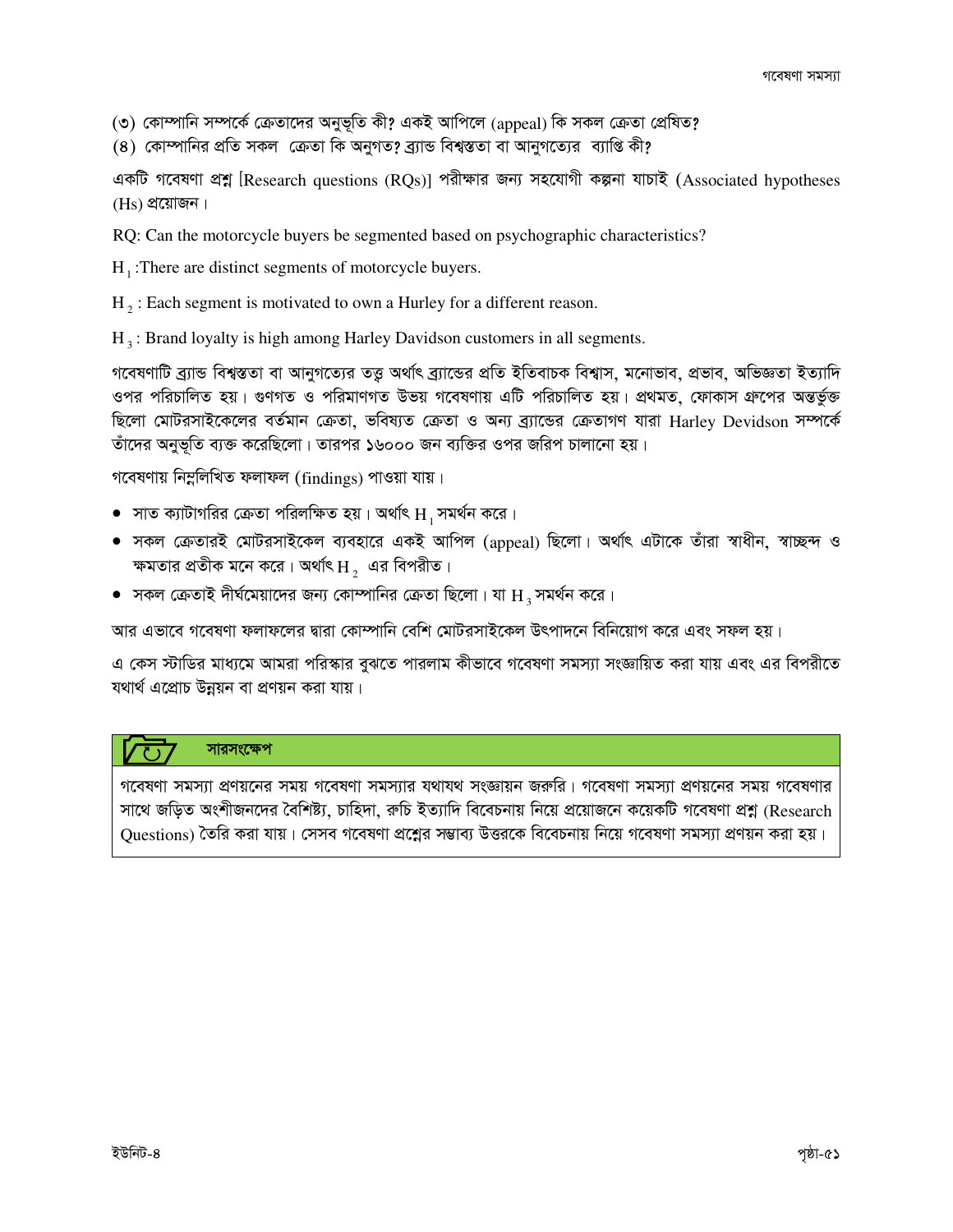(৩) কোম্পানি সম্পর্কে ক্রেতাদের অনুভূতি কী? একই আপিলে (appeal) কি সকল ক্রেতা প্রেষিত?

(৪) কোম্পানির প্রতি সকল ক্রেতা কি অনুগত? ব্র্যান্ড বিশ্বস্ততা বা আনুগত্যের ব্যাপ্তি কী?

একটি গবেষণা প্রশ্ন [Research questions (RQs)] পরীক্ষার জন্য সহযোগী কল্পনা যাচাই (Associated hypotheses (Hs) প্রয়োজন।

RQ: Can the motorcycle buyers be segmented based on psychographic characteristics?

$H_1$ :There are distinct segments of motorcycle buyers.

$H_2$ : Each segment is motivated to own a Hurley for a different reason.

$H_3$ : Brand loyalty is high among Harley Davidson customers in all segments.

গবেষণাটি ব্র্যান্ড বিশ্বস্ততা বা আনুগত্যের তত্ত্ব অর্থাৎ ব্র্যান্ডের প্রতি ইতিবাচক বিশ্বাস, মনোভাব, প্রভাব, অভিজ্ঞতা ইত্যাদি ওপর পরিচালিত হয়। গুণগত ও পরিমাণগত উভয় গবেষণায় এটি পরিচালিত হয়। প্রথমত, ফোকাস গ্রুপের অন্তর্ভুক্ত ছিলো মোটরসাইকেলের বর্তমান ক্রেতা, ভবিষ্যত ক্রেতা ও অন্য ব্র্যান্ডের ক্রেতাগণ যারা Harley Devidson সম্পর্কে তাঁদের অনুভূতি ব্যক্ত করেছিলো। তারপর ১৬০০০ জন ব্যক্তির ওপর জরিপ চালানো হয়।

গবেষণায় নিম্নলিখিত ফলাফল (findings) পাওয়া যায়।

- সাত ক্যাটাগরির ক্রেতা পরিলক্ষিত হয়। অর্থাৎ $H_1$ সমর্থন করে।
- সকল ক্রেতারই মোটরসাইকেল ব্যবহারে একই আপিল (appeal) ছিলো। অর্থাৎ এটাকে তাঁরা স্বাধীন, স্বাচ্ছন্দ ও ক্ষমতার প্রতীক মনে করে। অর্থাৎ $H_2$ এর বিপরীত।
- সকল ক্রেতাই দীর্ঘমেয়াদের জন্য কোম্পানির ক্রেতা ছিলো। যা $H_3$ সমর্থন করে।

আর এভাবে গবেষণা ফলাফলের দ্বারা কোম্পানি বেশি মোটরসাইকেল উৎপাদনে বিনিয়োগ করে এবং সফল হয়।

এ কেস স্টাডির মাধ্যমে আমরা পরিস্কার বুঝতে পারলাম কীভাবে গবেষণা সমস্যা সংজ্ঞায়িত করা যায় এবং এর বিপরীতে যথার্থ এপ্রোচ উন্নয়ন বা প্রণয়ন করা যায়।

## সারসংক্ষেপ

গবেষণা সমস্যা প্রণয়নের সময় গবেষণা সমস্যার যথাযথ সংজ্ঞায়ন জরুরি। গবেষণা সমস্যা প্রণয়নের সময় গবেষণার সাথে জড়িত অংশীজনদের বৈশিষ্ট্য, চাহিদা, রুচি ইত্যাদি বিবেচনায় নিয়ে প্রয়োজনে কয়েকটি গবেষণা প্রশ্ন (Research Questions) তৈরি করা যায়। সেসব গবেষণা প্রশ্নের সম্ভাব্য উত্তরকে বিবেচনায় নিয়ে গবেষণা সমস্যা প্রণয়ন করা হয়।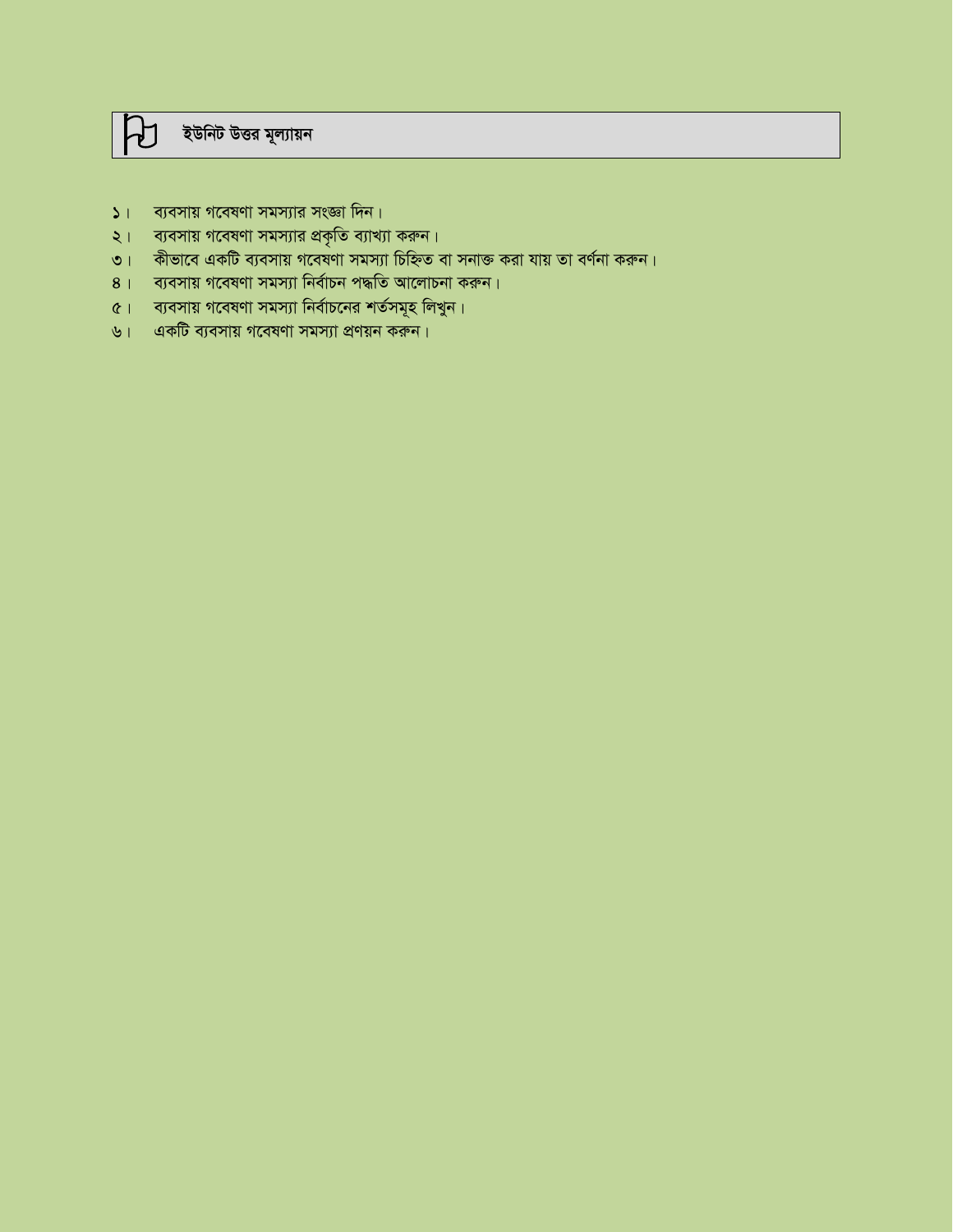## ইউনিট উত্তর মূল্যায়ন

১। ব্যবসায় গবেষণা সমস্যার সংজ্ঞা দিন।

২। ব্যবসায় গবেষণা সমস্যার প্রকৃতি ব্যাখ্যা করুন।

৩। কীভাবে একটি ব্যবসায় গবেষণা সমস্যা চিহ্নিত বা সনাক্ত করা যায় তা বর্ণনা করুন।

৪। ব্যবসায় গবেষণা সমস্যা নির্বাচন পদ্ধতি আলোচনা করুন।

৫। ব্যবসায় গবেষণা সমস্যা নির্বাচনের শর্তসমূহ লিখুন।

৬। একটি ব্যবসায় গবেষণা সমস্যা প্রণয়ন করুন।